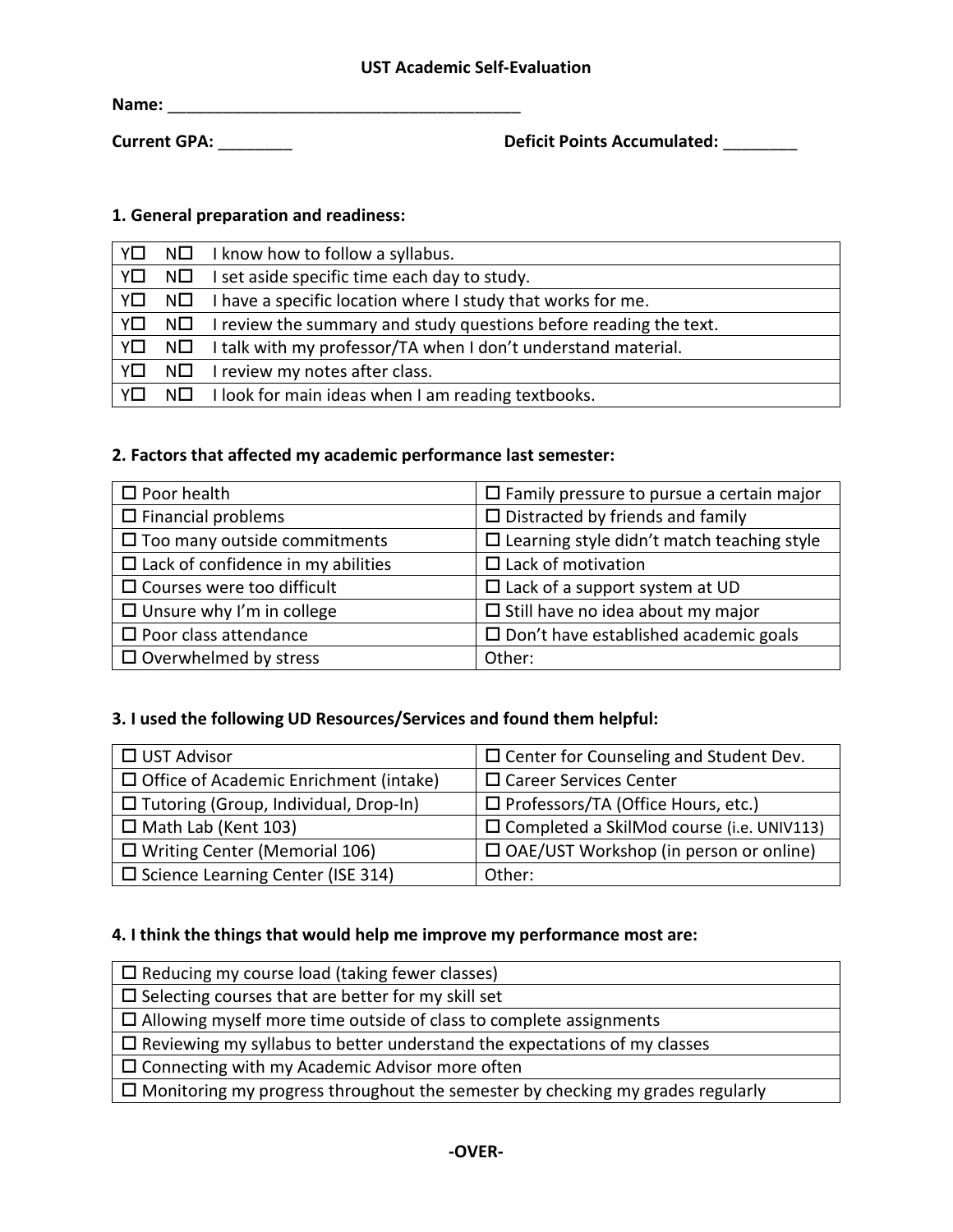# UST Academic Self-Evaluation

**Name:** _______________________________________

**Current GPA:** ________ **Deficit Points Accumulated:** ________

## 1. General preparation and readiness:

| | | |
|---|---|---|
| Y☐ | N☐ | I know how to follow a syllabus. |
| Y☐ | N☐ | I set aside specific time each day to study. |
| Y☐ | N☐ | I have a specific location where I study that works for me. |
| Y☐ | N☐ | I review the summary and study questions before reading the text. |
| Y☐ | N☐ | I talk with my professor/TA when I don't understand material. |
| Y☐ | N☐ | I review my notes after class. |
| Y☐ | N☐ | I look for main ideas when I am reading textbooks. |

## 2. Factors that affected my academic performance last semester:

| | |
|---|---|
| ☐ Poor health | ☐ Family pressure to pursue a certain major |
| ☐ Financial problems | ☐ Distracted by friends and family |
| ☐ Too many outside commitments | ☐ Learning style didn't match teaching style |
| ☐ Lack of confidence in my abilities | ☐ Lack of motivation |
| ☐ Courses were too difficult | ☐ Lack of a support system at UD |
| ☐ Unsure why I'm in college | ☐ Still have no idea about my major |
| ☐ Poor class attendance | ☐ Don't have established academic goals |
| ☐ Overwhelmed by stress | Other: |

## 3. I used the following UD Resources/Services and found them helpful:

| | |
|---|---|
| ☐ UST Advisor | ☐ Center for Counseling and Student Dev. |
| ☐ Office of Academic Enrichment (intake) | ☐ Career Services Center |
| ☐ Tutoring (Group, Individual, Drop-In) | ☐ Professors/TA (Office Hours, etc.) |
| ☐ Math Lab (Kent 103) | ☐ Completed a SkilMod course (i.e. UNIV113) |
| ☐ Writing Center (Memorial 106) | ☐ OAE/UST Workshop (in person or online) |
| ☐ Science Learning Center (ISE 314) | Other: |

## 4. I think the things that would help me improve my performance most are:

| |
|---|
| ☐ Reducing my course load (taking fewer classes) |
| ☐ Selecting courses that are better for my skill set |
| ☐ Allowing myself more time outside of class to complete assignments |
| ☐ Reviewing my syllabus to better understand the expectations of my classes |
| ☐ Connecting with my Academic Advisor more often |
| ☐ Monitoring my progress throughout the semester by checking my grades regularly |

**-OVER-**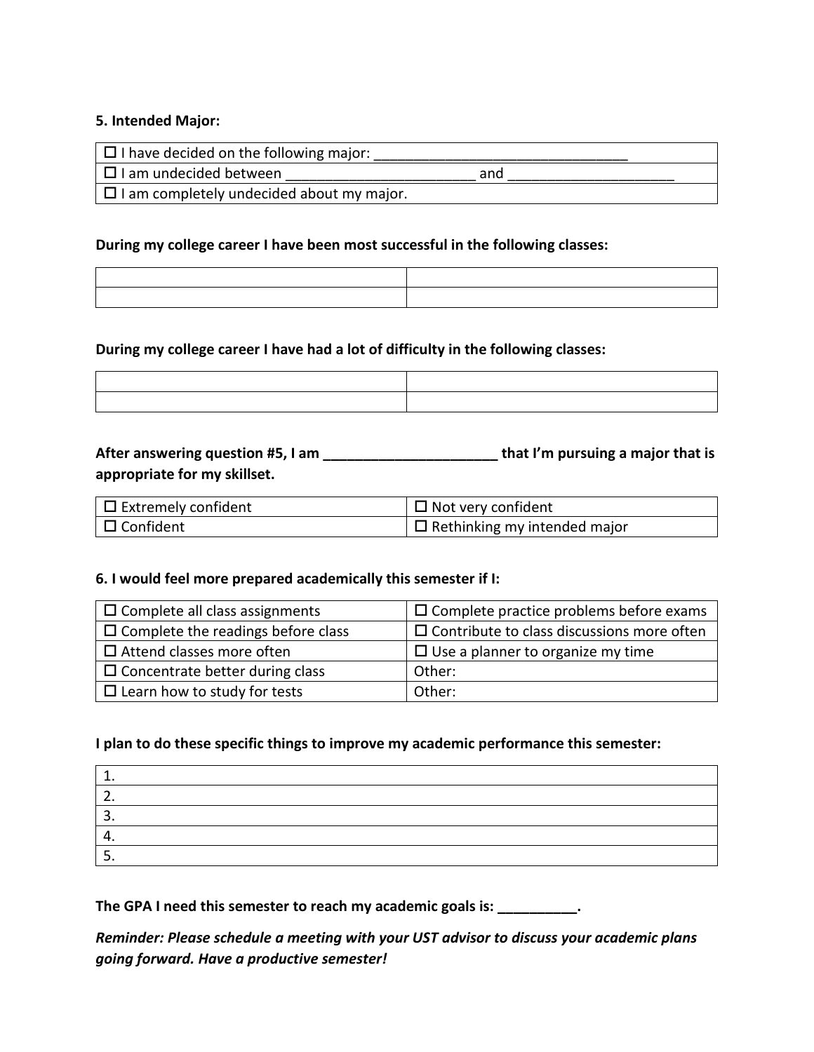**5. Intended Major:**

| |
|---|
| ☐ I have decided on the following major: _________________________________ |
| ☐ I am undecided between ________________________ and _____________________ |
| ☐ I am completely undecided about my major. |

**During my college career I have been most successful in the following classes:**

| | |
|---|---|
| | |
| | |

**During my college career I have had a lot of difficulty in the following classes:**

| | |
|---|---|
| | |
| | |

**After answering question #5, I am ______________________ that I'm pursuing a major that is appropriate for my skillset.**

| | |
|---|---|
| ☐ Extremely confident | ☐ Not very confident |
| ☐ Confident | ☐ Rethinking my intended major |

**6. I would feel more prepared academically this semester if I:**

| | |
|---|---|
| ☐ Complete all class assignments | ☐ Complete practice problems before exams |
| ☐ Complete the readings before class | ☐ Contribute to class discussions more often |
| ☐ Attend classes more often | ☐ Use a planner to organize my time |
| ☐ Concentrate better during class | Other: |
| ☐ Learn how to study for tests | Other: |

**I plan to do these specific things to improve my academic performance this semester:**

| |
|---|
| 1. |
| 2. |
| 3. |
| 4. |
| 5. |

**The GPA I need this semester to reach my academic goals is: __________.**

***Reminder: Please schedule a meeting with your UST advisor to discuss your academic plans going forward. Have a productive semester!***